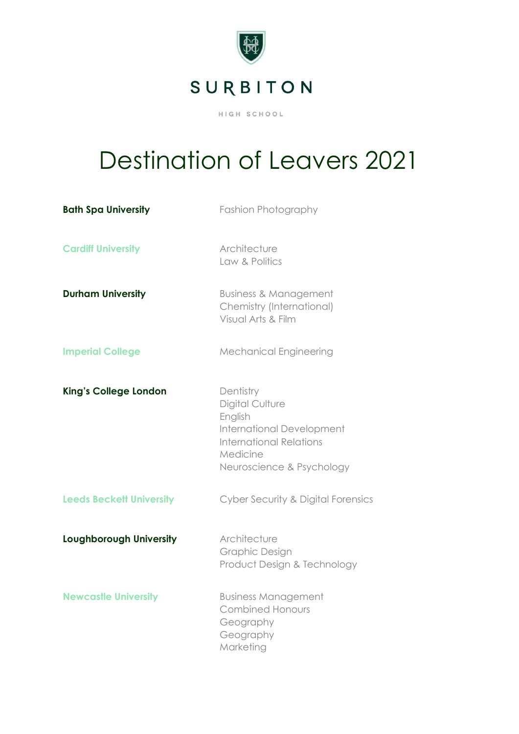SURBITON

HIGH SCHOOL

# Destination of Leavers 2021

| University | Course |
|---|---|
| **Bath Spa University** | Fashion Photography |
| **Cardiff University** | Architecture<br>Law & Politics |
| **Durham University** | Business & Management<br>Chemistry (International)<br>Visual Arts & Film |
| **Imperial College** | Mechanical Engineering |
| **King's College London** | Dentistry<br>Digital Culture<br>English<br>International Development<br>International Relations<br>Medicine<br>Neuroscience & Psychology |
| **Leeds Beckett University** | Cyber Security & Digital Forensics |
| **Loughborough University** | Architecture<br>Graphic Design<br>Product Design & Technology |
| **Newcastle University** | Business Management<br>Combined Honours<br>Geography<br>Geography<br>Marketing |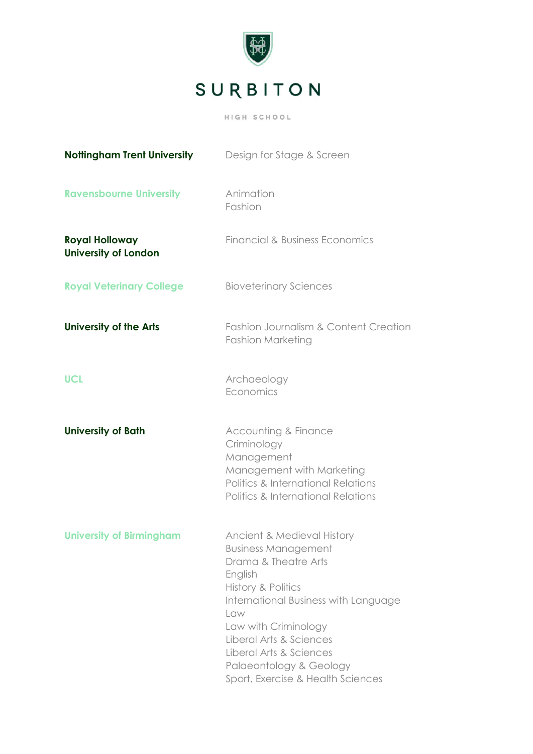| University | Course |
| --- | --- |
| **Nottingham Trent University** | Design for Stage & Screen |
| **Ravensbourne University** | Animation<br>Fashion |
| **Royal Holloway University of London** | Financial & Business Economics |
| **Royal Veterinary College** | Bioveterinary Sciences |
| **University of the Arts** | Fashion Journalism & Content Creation<br>Fashion Marketing |
| **UCL** | Archaeology<br>Economics |
| **University of Bath** | Accounting & Finance<br>Criminology<br>Management<br>Management with Marketing<br>Politics & International Relations<br>Politics & International Relations |
| **University of Birmingham** | Ancient & Medieval History<br>Business Management<br>Drama & Theatre Arts<br>English<br>History & Politics<br>International Business with Language<br>Law<br>Law with Criminology<br>Liberal Arts & Sciences<br>Liberal Arts & Sciences<br>Palaeontology & Geology<br>Sport, Exercise & Health Sciences |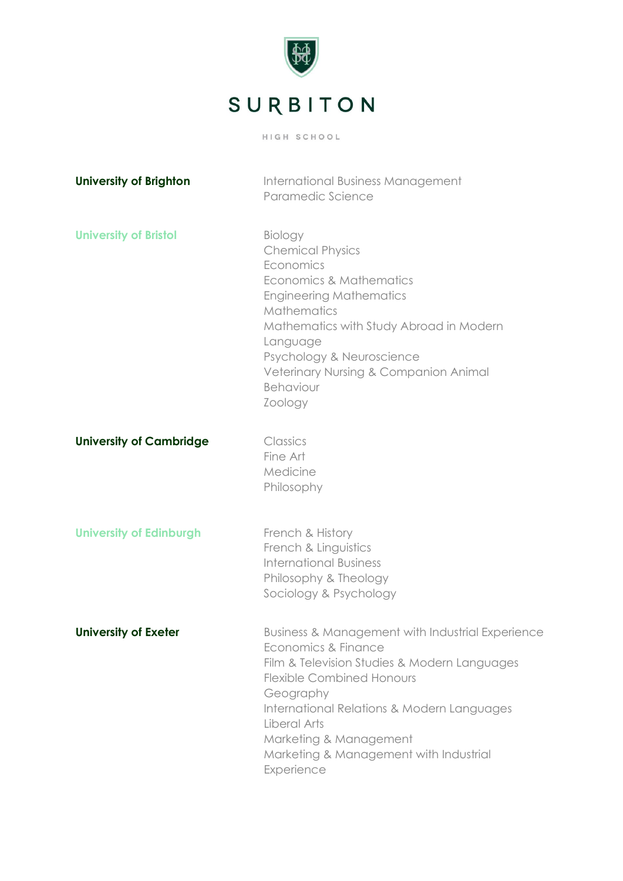# SURBITON

HIGH SCHOOL

**University of Brighton**

- International Business Management
- Paramedic Science

**University of Bristol**

- Biology
- Chemical Physics
- Economics
- Economics & Mathematics
- Engineering Mathematics
- Mathematics
- Mathematics with Study Abroad in Modern Language
- Psychology & Neuroscience
- Veterinary Nursing & Companion Animal Behaviour
- Zoology

**University of Cambridge**

- Classics
- Fine Art
- Medicine
- Philosophy

**University of Edinburgh**

- French & History
- French & Linguistics
- International Business
- Philosophy & Theology
- Sociology & Psychology

**University of Exeter**

- Business & Management with Industrial Experience
- Economics & Finance
- Film & Television Studies & Modern Languages
- Flexible Combined Honours
- Geography
- International Relations & Modern Languages
- Liberal Arts
- Marketing & Management
- Marketing & Management with Industrial Experience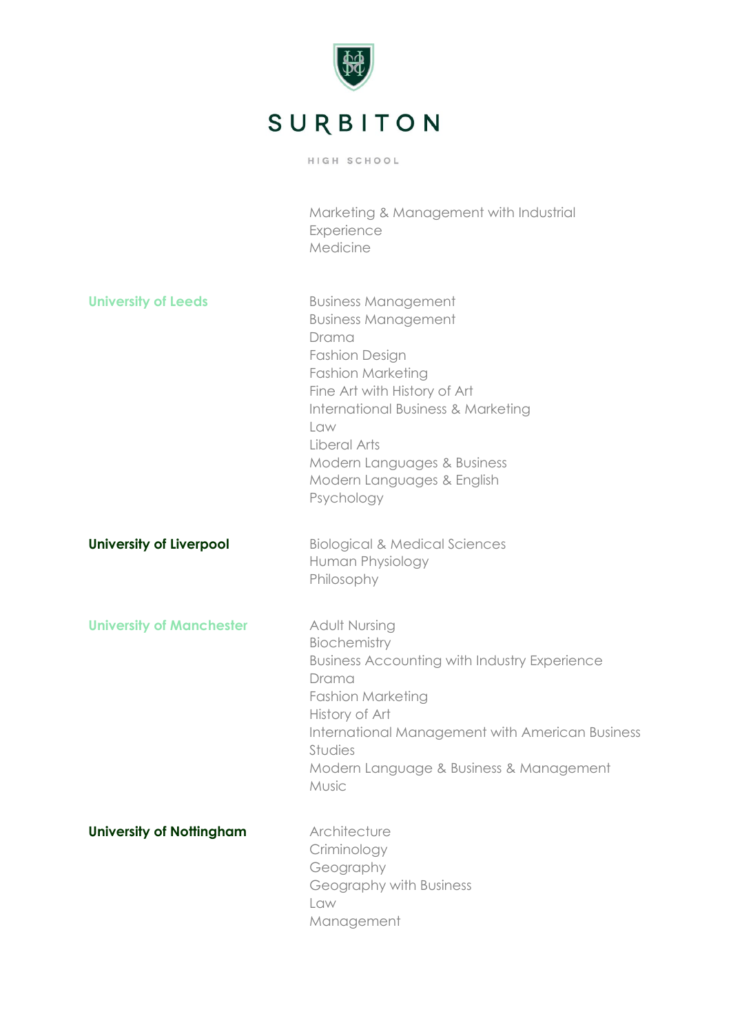| University | Course |
| --- | --- |
| | Marketing & Management with Industrial Experience |
| | Medicine |
| **University of Leeds** | Business Management |
| | Business Management |
| | Drama |
| | Fashion Design |
| | Fashion Marketing |
| | Fine Art with History of Art |
| | International Business & Marketing |
| | Law |
| | Liberal Arts |
| | Modern Languages & Business |
| | Modern Languages & English |
| | Psychology |
| **University of Liverpool** | Biological & Medical Sciences |
| | Human Physiology |
| | Philosophy |
| **University of Manchester** | Adult Nursing |
| | Biochemistry |
| | Business Accounting with Industry Experience |
| | Drama |
| | Fashion Marketing |
| | History of Art |
| | International Management with American Business Studies |
| | Modern Language & Business & Management |
| | Music |
| **University of Nottingham** | Architecture |
| | Criminology |
| | Geography |
| | Geography with Business |
| | Law |
| | Management |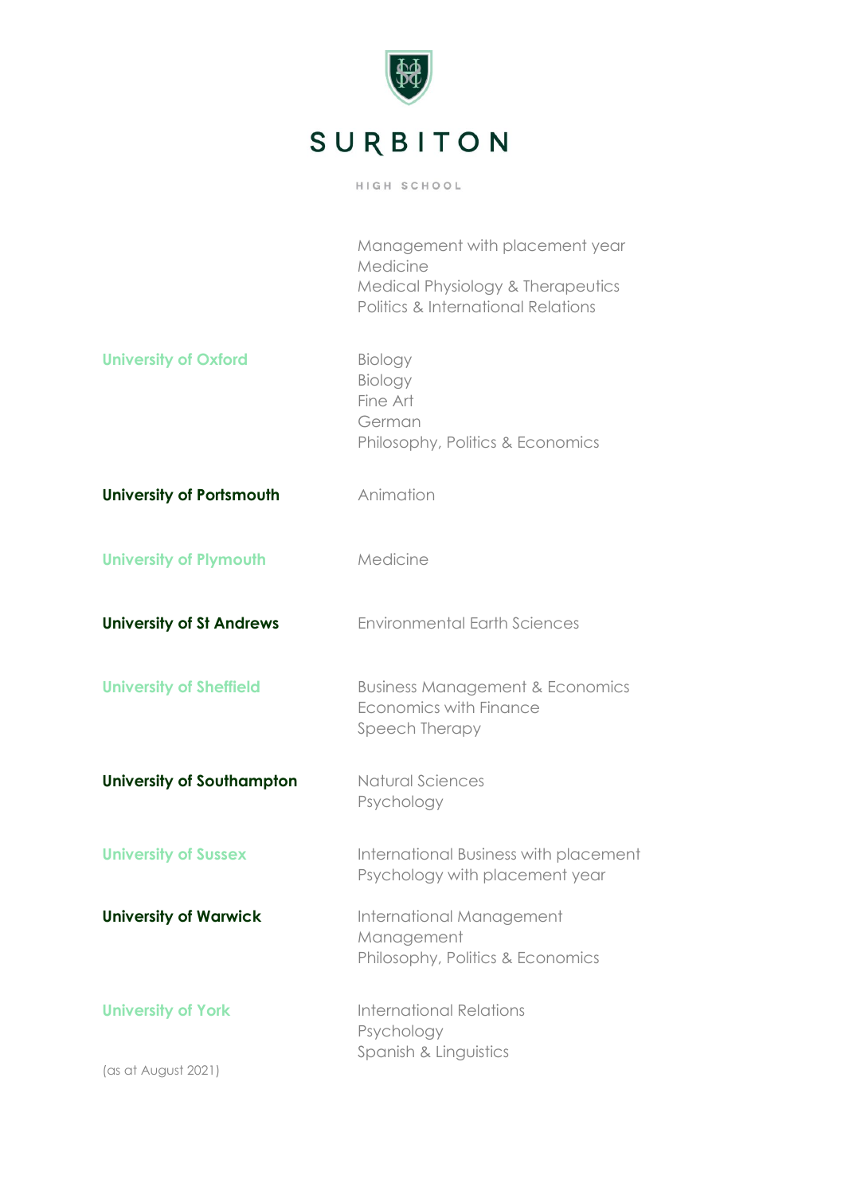| | |
|---|---|
| | Management with placement year<br>Medicine<br>Medical Physiology & Therapeutics<br>Politics & International Relations |
| **University of Oxford** | Biology<br>Biology<br>Fine Art<br>German<br>Philosophy, Politics & Economics |
| **University of Portsmouth** | Animation |
| **University of Plymouth** | Medicine |
| **University of St Andrews** | Environmental Earth Sciences |
| **University of Sheffield** | Business Management & Economics<br>Economics with Finance<br>Speech Therapy |
| **University of Southampton** | Natural Sciences<br>Psychology |
| **University of Sussex** | International Business with placement<br>Psychology with placement year |
| **University of Warwick** | International Management<br>Management<br>Philosophy, Politics & Economics |
| **University of York** | International Relations<br>Psychology<br>Spanish & Linguistics |

(as at August 2021)